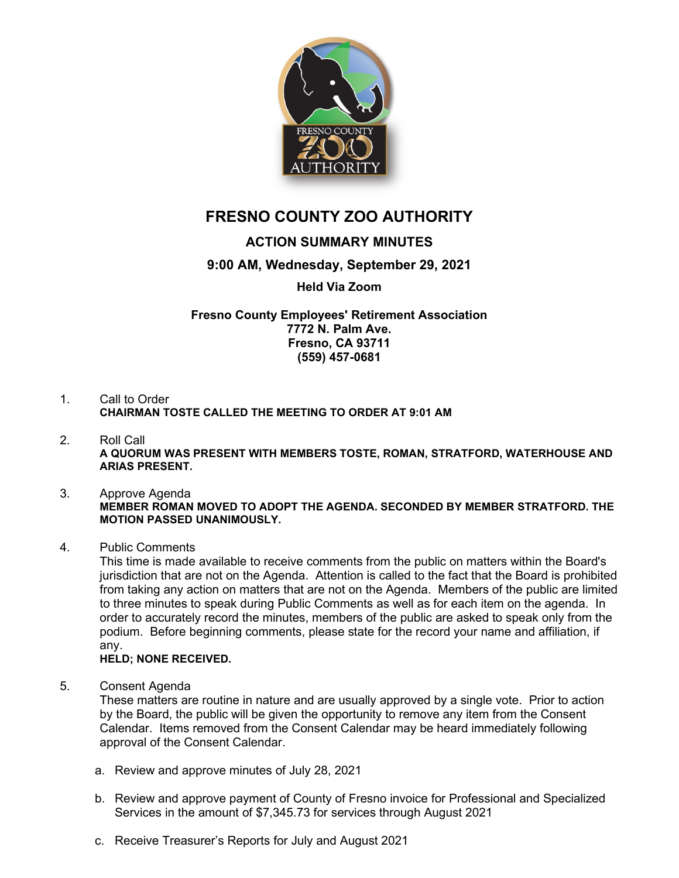# FRESNO COUNTY ZOO AUTHORITY

## ACTION SUMMARY MINUTES

### 9:00 AM, Wednesday, September 29, 2021

**Held Via Zoom**

**Fresno County Employees' Retirement Association**
**7772 N. Palm Ave.**
**Fresno, CA 93711**
**(559) 457-0681**

1. Call to Order
   **CHAIRMAN TOSTE CALLED THE MEETING TO ORDER AT 9:01 AM**

2. Roll Call
   **A QUORUM WAS PRESENT WITH MEMBERS TOSTE, ROMAN, STRATFORD, WATERHOUSE AND ARIAS PRESENT.**

3. Approve Agenda
   **MEMBER ROMAN MOVED TO ADOPT THE AGENDA. SECONDED BY MEMBER STRATFORD. THE MOTION PASSED UNANIMOUSLY.**

4. Public Comments
   This time is made available to receive comments from the public on matters within the Board's jurisdiction that are not on the Agenda. Attention is called to the fact that the Board is prohibited from taking any action on matters that are not on the Agenda. Members of the public are limited to three minutes to speak during Public Comments as well as for each item on the agenda. In order to accurately record the minutes, members of the public are asked to speak only from the podium. Before beginning comments, please state for the record your name and affiliation, if any.
   **HELD; NONE RECEIVED.**

5. Consent Agenda
   These matters are routine in nature and are usually approved by a single vote. Prior to action by the Board, the public will be given the opportunity to remove any item from the Consent Calendar. Items removed from the Consent Calendar may be heard immediately following approval of the Consent Calendar.

   a. Review and approve minutes of July 28, 2021

   b. Review and approve payment of County of Fresno invoice for Professional and Specialized Services in the amount of $7,345.73 for services through August 2021

   c. Receive Treasurer's Reports for July and August 2021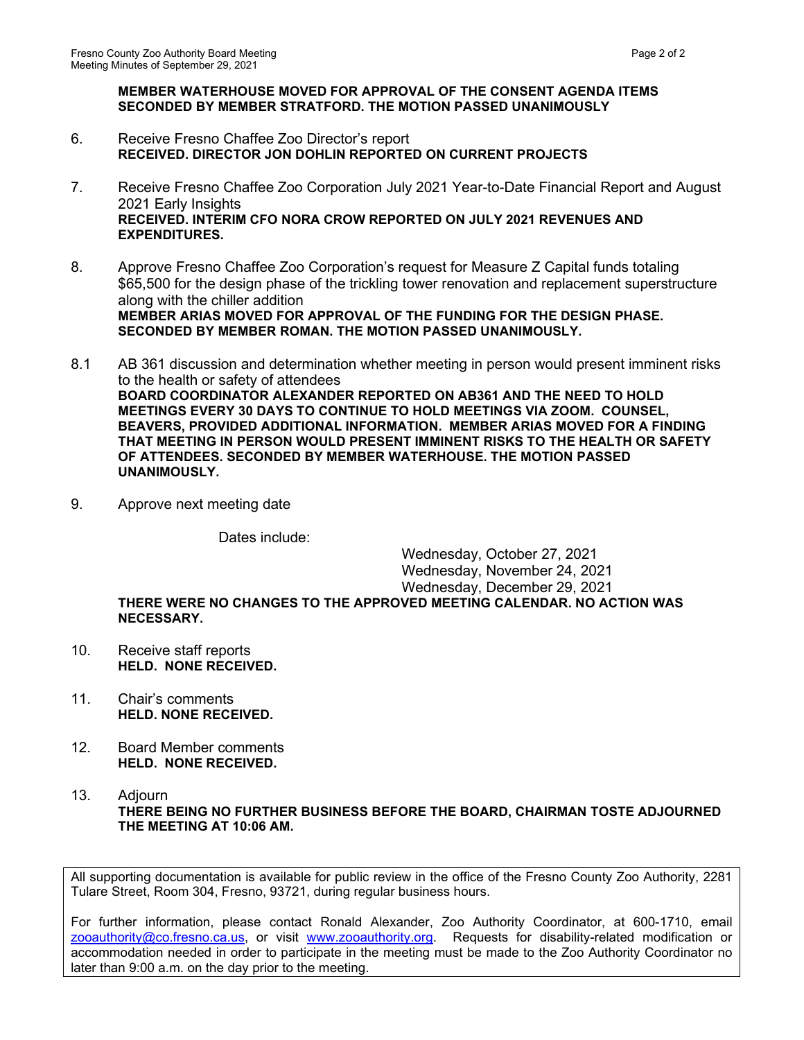**MEMBER WATERHOUSE MOVED FOR APPROVAL OF THE CONSENT AGENDA ITEMS SECONDED BY MEMBER STRATFORD. THE MOTION PASSED UNANIMOUSLY**

6. Receive Fresno Chaffee Zoo Director's report
   **RECEIVED. DIRECTOR JON DOHLIN REPORTED ON CURRENT PROJECTS**

7. Receive Fresno Chaffee Zoo Corporation July 2021 Year-to-Date Financial Report and August 2021 Early Insights
   **RECEIVED. INTERIM CFO NORA CROW REPORTED ON JULY 2021 REVENUES AND EXPENDITURES.**

8. Approve Fresno Chaffee Zoo Corporation's request for Measure Z Capital funds totaling $65,500 for the design phase of the trickling tower renovation and replacement superstructure along with the chiller addition
   **MEMBER ARIAS MOVED FOR APPROVAL OF THE FUNDING FOR THE DESIGN PHASE. SECONDED BY MEMBER ROMAN. THE MOTION PASSED UNANIMOUSLY.**

8.1 AB 361 discussion and determination whether meeting in person would present imminent risks to the health or safety of attendees
   **BOARD COORDINATOR ALEXANDER REPORTED ON AB361 AND THE NEED TO HOLD MEETINGS EVERY 30 DAYS TO CONTINUE TO HOLD MEETINGS VIA ZOOM. COUNSEL, BEAVERS, PROVIDED ADDITIONAL INFORMATION. MEMBER ARIAS MOVED FOR A FINDING THAT MEETING IN PERSON WOULD PRESENT IMMINENT RISKS TO THE HEALTH OR SAFETY OF ATTENDEES. SECONDED BY MEMBER WATERHOUSE. THE MOTION PASSED UNANIMOUSLY.**

9. Approve next meeting date

   Dates include:

   Wednesday, October 27, 2021
   Wednesday, November 24, 2021
   Wednesday, December 29, 2021

   **THERE WERE NO CHANGES TO THE APPROVED MEETING CALENDAR. NO ACTION WAS NECESSARY.**

10. Receive staff reports
    **HELD. NONE RECEIVED.**

11. Chair's comments
    **HELD. NONE RECEIVED.**

12. Board Member comments
    **HELD. NONE RECEIVED.**

13. Adjourn
    **THERE BEING NO FURTHER BUSINESS BEFORE THE BOARD, CHAIRMAN TOSTE ADJOURNED THE MEETING AT 10:06 AM.**

All supporting documentation is available for public review in the office of the Fresno County Zoo Authority, 2281 Tulare Street, Room 304, Fresno, 93721, during regular business hours.

For further information, please contact Ronald Alexander, Zoo Authority Coordinator, at 600-1710, email zooauthority@co.fresno.ca.us, or visit www.zooauthority.org. Requests for disability-related modification or accommodation needed in order to participate in the meeting must be made to the Zoo Authority Coordinator no later than 9:00 a.m. on the day prior to the meeting.